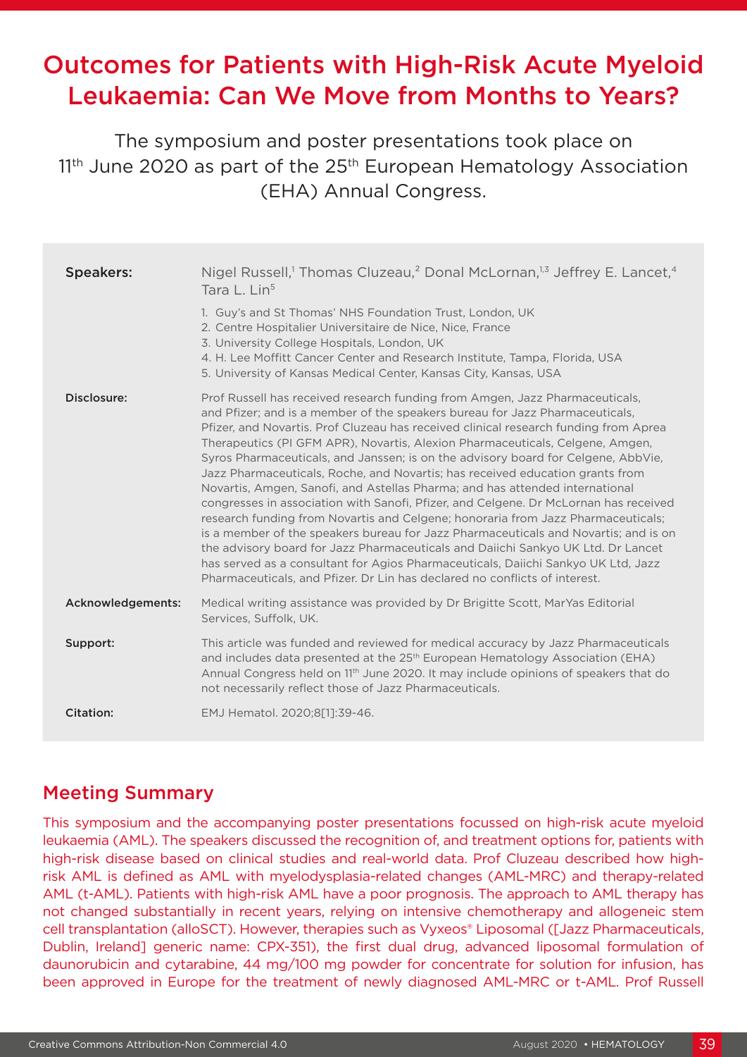# Outcomes for Patients with High-Risk Acute Myeloid Leukaemia: Can We Move from Months to Years?

The symposium and poster presentations took place on 11th June 2020 as part of the 25th European Hematology Association (EHA) Annual Congress.

| | |
|---|---|
| **Speakers:** | Nigel Russell,[1] Thomas Cluzeau,[2] Donal McLornan,[1,3] Jeffrey E. Lancet,[4] Tara L. Lin[5]<br>1. Guy's and St Thomas' NHS Foundation Trust, London, UK<br>2. Centre Hospitalier Universitaire de Nice, Nice, France<br>3. University College Hospitals, London, UK<br>4. H. Lee Moffitt Cancer Center and Research Institute, Tampa, Florida, USA<br>5. University of Kansas Medical Center, Kansas City, Kansas, USA |
| **Disclosure:** | Prof Russell has received research funding from Amgen, Jazz Pharmaceuticals, and Pfizer; and is a member of the speakers bureau for Jazz Pharmaceuticals, Pfizer, and Novartis. Prof Cluzeau has received clinical research funding from Aprea Therapeutics (PI GFM APR), Novartis, Alexion Pharmaceuticals, Celgene, Amgen, Syros Pharmaceuticals, and Janssen; is on the advisory board for Celgene, AbbVie, Jazz Pharmaceuticals, Roche, and Novartis; has received education grants from Novartis, Amgen, Sanofi, and Astellas Pharma; and has attended international congresses in association with Sanofi, Pfizer, and Celgene. Dr McLornan has received research funding from Novartis and Celgene; honoraria from Jazz Pharmaceuticals; is a member of the speakers bureau for Jazz Pharmaceuticals and Novartis; and is on the advisory board for Jazz Pharmaceuticals and Daiichi Sankyo UK Ltd. Dr Lancet has served as a consultant for Agios Pharmaceuticals, Daiichi Sankyo UK Ltd, Jazz Pharmaceuticals, and Pfizer. Dr Lin has declared no conflicts of interest. |
| **Acknowledgements:** | Medical writing assistance was provided by Dr Brigitte Scott, MarYas Editorial Services, Suffolk, UK. |
| **Support:** | This article was funded and reviewed for medical accuracy by Jazz Pharmaceuticals and includes data presented at the 25th European Hematology Association (EHA) Annual Congress held on 11th June 2020. It may include opinions of speakers that do not necessarily reflect those of Jazz Pharmaceuticals. |
| **Citation:** | EMJ Hematol. 2020;8[1]:39-46. |

## Meeting Summary

This symposium and the accompanying poster presentations focussed on high-risk acute myeloid leukaemia (AML). The speakers discussed the recognition of, and treatment options for, patients with high-risk disease based on clinical studies and real-world data. Prof Cluzeau described how high-risk AML is defined as AML with myelodysplasia-related changes (AML-MRC) and therapy-related AML (t-AML). Patients with high-risk AML have a poor prognosis. The approach to AML therapy has not changed substantially in recent years, relying on intensive chemotherapy and allogeneic stem cell transplantation (alloSCT). However, therapies such as Vyxeos® Liposomal ([Jazz Pharmaceuticals, Dublin, Ireland] generic name: CPX-351), the first dual drug, advanced liposomal formulation of daunorubicin and cytarabine, 44 mg/100 mg powder for concentrate for solution for infusion, has been approved in Europe for the treatment of newly diagnosed AML-MRC or t-AML. Prof Russell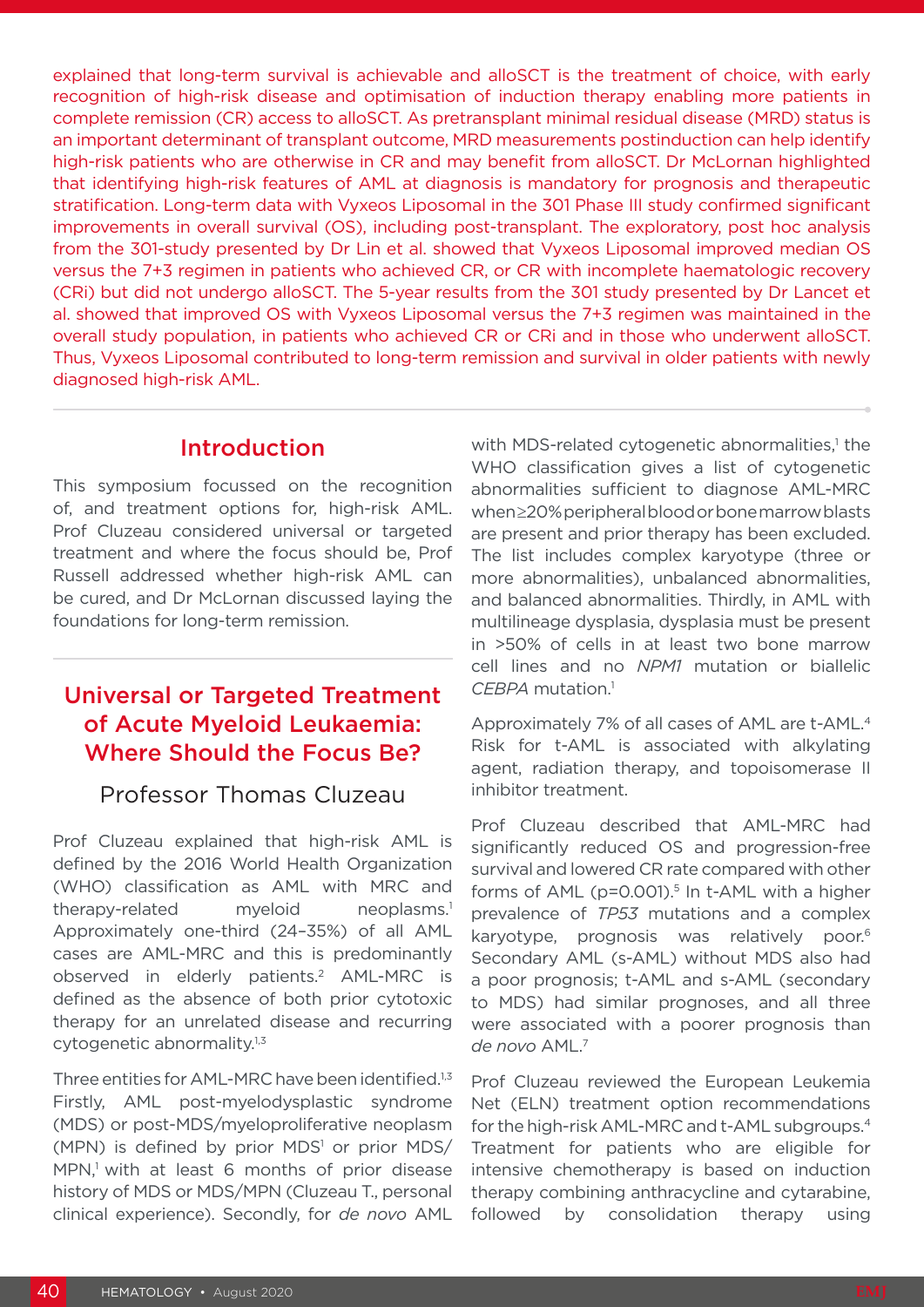explained that long-term survival is achievable and alloSCT is the treatment of choice, with early recognition of high-risk disease and optimisation of induction therapy enabling more patients in complete remission (CR) access to alloSCT. As pretransplant minimal residual disease (MRD) status is an important determinant of transplant outcome, MRD measurements postinduction can help identify high-risk patients who are otherwise in CR and may benefit from alloSCT. Dr McLornan highlighted that identifying high-risk features of AML at diagnosis is mandatory for prognosis and therapeutic stratification. Long-term data with Vyxeos Liposomal in the 301 Phase III study confirmed significant improvements in overall survival (OS), including post-transplant. The exploratory, post hoc analysis from the 301-study presented by Dr Lin et al. showed that Vyxeos Liposomal improved median OS versus the 7+3 regimen in patients who achieved CR, or CR with incomplete haematologic recovery (CRi) but did not undergo alloSCT. The 5-year results from the 301 study presented by Dr Lancet et al. showed that improved OS with Vyxeos Liposomal versus the 7+3 regimen was maintained in the overall study population, in patients who achieved CR or CRi and in those who underwent alloSCT. Thus, Vyxeos Liposomal contributed to long-term remission and survival in older patients with newly diagnosed high-risk AML.

## Introduction

This symposium focussed on the recognition of, and treatment options for, high-risk AML. Prof Cluzeau considered universal or targeted treatment and where the focus should be, Prof Russell addressed whether high-risk AML can be cured, and Dr McLornan discussed laying the foundations for long-term remission.

## Universal or Targeted Treatment of Acute Myeloid Leukaemia: Where Should the Focus Be?

### Professor Thomas Cluzeau

Prof Cluzeau explained that high-risk AML is defined by the 2016 World Health Organization (WHO) classification as AML with MRC and therapy-related myeloid neoplasms.[1] Approximately one-third (24–35%) of all AML cases are AML-MRC and this is predominantly observed in elderly patients.[2] AML-MRC is defined as the absence of both prior cytotoxic therapy for an unrelated disease and recurring cytogenetic abnormality.[1,3]

Three entities for AML-MRC have been identified.[1,3] Firstly, AML post-myelodysplastic syndrome (MDS) or post-MDS/myeloproliferative neoplasm (MPN) is defined by prior MDS[1] or prior MDS/MPN,[1] with at least 6 months of prior disease history of MDS or MDS/MPN (Cluzeau T., personal clinical experience). Secondly, for *de novo* AML with MDS-related cytogenetic abnormalities,[1] the WHO classification gives a list of cytogenetic abnormalities sufficient to diagnose AML-MRC when ≥20% peripheral blood or bone marrow blasts are present and prior therapy has been excluded. The list includes complex karyotype (three or more abnormalities), unbalanced abnormalities, and balanced abnormalities. Thirdly, in AML with multilineage dysplasia, dysplasia must be present in >50% of cells in at least two bone marrow cell lines and no *NPM1* mutation or biallelic *CEBPA* mutation.[1]

Approximately 7% of all cases of AML are t-AML.[4] Risk for t-AML is associated with alkylating agent, radiation therapy, and topoisomerase II inhibitor treatment.

Prof Cluzeau described that AML-MRC had significantly reduced OS and progression-free survival and lowered CR rate compared with other forms of AML ($p=0.001$).[5] In t-AML with a higher prevalence of *TP53* mutations and a complex karyotype, prognosis was relatively poor.[6] Secondary AML (s-AML) without MDS also had a poor prognosis; t-AML and s-AML (secondary to MDS) had similar prognoses, and all three were associated with a poorer prognosis than *de novo* AML.[7]

Prof Cluzeau reviewed the European Leukemia Net (ELN) treatment option recommendations for the high-risk AML-MRC and t-AML subgroups.[4] Treatment for patients who are eligible for intensive chemotherapy is based on induction therapy combining anthracycline and cytarabine, followed by consolidation therapy using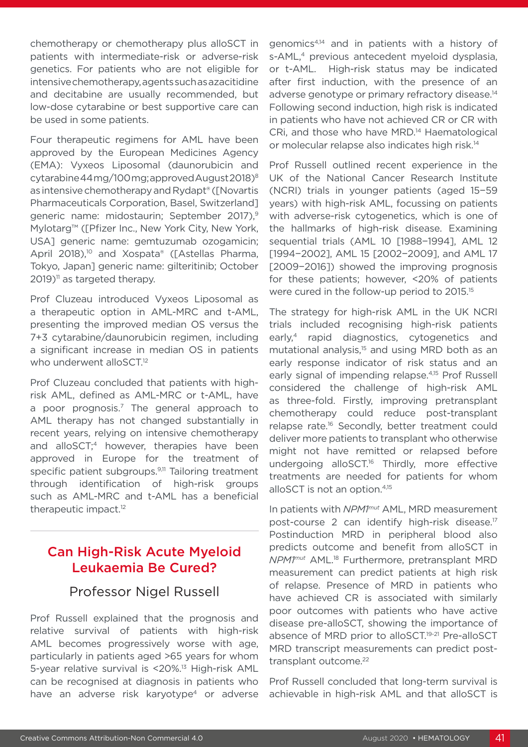chemotherapy or chemotherapy plus alloSCT in patients with intermediate-risk or adverse-risk genetics. For patients who are not eligible for intensive chemotherapy, agents such as azacitidine and decitabine are usually recommended, but low-dose cytarabine or best supportive care can be used in some patients.

Four therapeutic regimens for AML have been approved by the European Medicines Agency (EMA): Vyxeos Liposomal (daunorubicin and cytarabine 44 mg/100 mg; approved August 2018)[8] as intensive chemotherapy and Rydapt® ([Novartis Pharmaceuticals Corporation, Basel, Switzerland] generic name: midostaurin; September 2017),[9] Mylotarg™ ([Pfizer Inc., New York City, New York, USA] generic name: gemtuzumab ozogamicin; April 2018),[10] and Xospata® ([Astellas Pharma, Tokyo, Japan] generic name: gilteritinib; October 2019)[11] as targeted therapy.

Prof Cluzeau introduced Vyxeos Liposomal as a therapeutic option in AML-MRC and t-AML, presenting the improved median OS versus the 7+3 cytarabine/daunorubicin regimen, including a significant increase in median OS in patients who underwent alloSCT.[12]

Prof Cluzeau concluded that patients with high-risk AML, defined as AML-MRC or t-AML, have a poor prognosis.[7] The general approach to AML therapy has not changed substantially in recent years, relying on intensive chemotherapy and alloSCT;[4] however, therapies have been approved in Europe for the treatment of specific patient subgroups.[9,11] Tailoring treatment through identification of high-risk groups such as AML-MRC and t-AML has a beneficial therapeutic impact.[12]

## Can High-Risk Acute Myeloid Leukaemia Be Cured?

### Professor Nigel Russell

Prof Russell explained that the prognosis and relative survival of patients with high-risk AML becomes progressively worse with age, particularly in patients aged >65 years for whom 5-year relative survival is <20%.[13] High-risk AML can be recognised at diagnosis in patients who have an adverse risk karyotype[4] or adverse genomics[4,14] and in patients with a history of s-AML,[4] previous antecedent myeloid dysplasia, or t-AML. High-risk status may be indicated after first induction, with the presence of an adverse genotype or primary refractory disease.[14] Following second induction, high risk is indicated in patients who have not achieved CR or CR with CRi, and those who have MRD.[14] Haematological or molecular relapse also indicates high risk.[14]

Prof Russell outlined recent experience in the UK of the National Cancer Research Institute (NCRI) trials in younger patients (aged 15–59 years) with high-risk AML, focussing on patients with adverse-risk cytogenetics, which is one of the hallmarks of high-risk disease. Examining sequential trials (AML 10 [1988–1994], AML 12 [1994–2002], AML 15 [2002–2009], and AML 17 [2009–2016]) showed the improving prognosis for these patients; however, <20% of patients were cured in the follow-up period to 2015.[15]

The strategy for high-risk AML in the UK NCRI trials included recognising high-risk patients early,[4] rapid diagnostics, cytogenetics and mutational analysis,[15] and using MRD both as an early response indicator of risk status and an early signal of impending relapse.[4,15] Prof Russell considered the challenge of high-risk AML as three-fold. Firstly, improving pretransplant chemotherapy could reduce post-transplant relapse rate.[16] Secondly, better treatment could deliver more patients to transplant who otherwise might not have remitted or relapsed before undergoing alloSCT.[16] Thirdly, more effective treatments are needed for patients for whom alloSCT is not an option.[4,15]

In patients with *NPM1$^{mut}$* AML, MRD measurement post-course 2 can identify high-risk disease.[17] Postinduction MRD in peripheral blood also predicts outcome and benefit from alloSCT in *NPM1$^{mut}$* AML.[18] Furthermore, pretransplant MRD measurement can predict patients at high risk of relapse. Presence of MRD in patients who have achieved CR is associated with similarly poor outcomes with patients who have active disease pre-alloSCT, showing the importance of absence of MRD prior to alloSCT.[19-21] Pre-alloSCT MRD transcript measurements can predict post-transplant outcome.[22]

Prof Russell concluded that long-term survival is achievable in high-risk AML and that alloSCT is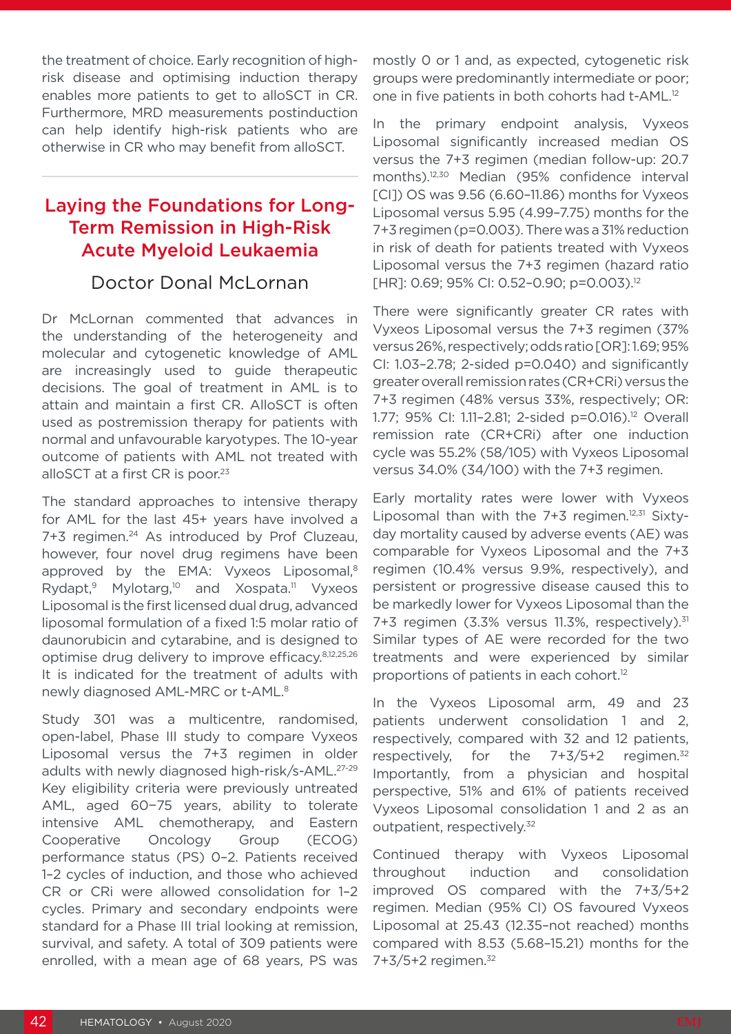the treatment of choice. Early recognition of high-risk disease and optimising induction therapy enables more patients to get to alloSCT in CR. Furthermore, MRD measurements postinduction can help identify high-risk patients who are otherwise in CR who may benefit from alloSCT.

## Laying the Foundations for Long-Term Remission in High-Risk Acute Myeloid Leukaemia

### Doctor Donal McLornan

Dr McLornan commented that advances in the understanding of the heterogeneity and molecular and cytogenetic knowledge of AML are increasingly used to guide therapeutic decisions. The goal of treatment in AML is to attain and maintain a first CR. AlloSCT is often used as postremission therapy for patients with normal and unfavourable karyotypes. The 10-year outcome of patients with AML not treated with alloSCT at a first CR is poor.[23]

The standard approaches to intensive therapy for AML for the last 45+ years have involved a 7+3 regimen.[24] As introduced by Prof Cluzeau, however, four novel drug regimens have been approved by the EMA: Vyxeos Liposomal,[8] Rydapt,[9] Mylotarg,[10] and Xospata.[11] Vyxeos Liposomal is the first licensed dual drug, advanced liposomal formulation of a fixed 1:5 molar ratio of daunorubicin and cytarabine, and is designed to optimise drug delivery to improve efficacy.[8,12,25,26] It is indicated for the treatment of adults with newly diagnosed AML-MRC or t-AML.[8]

Study 301 was a multicentre, randomised, open-label, Phase III study to compare Vyxeos Liposomal versus the 7+3 regimen in older adults with newly diagnosed high-risk/s-AML.[27-29] Key eligibility criteria were previously untreated AML, aged 60–75 years, ability to tolerate intensive AML chemotherapy, and Eastern Cooperative Oncology Group (ECOG) performance status (PS) 0–2. Patients received 1–2 cycles of induction, and those who achieved CR or CRi were allowed consolidation for 1–2 cycles. Primary and secondary endpoints were standard for a Phase III trial looking at remission, survival, and safety. A total of 309 patients were enrolled, with a mean age of 68 years, PS was mostly 0 or 1 and, as expected, cytogenetic risk groups were predominantly intermediate or poor; one in five patients in both cohorts had t-AML.[12]

In the primary endpoint analysis, Vyxeos Liposomal significantly increased median OS versus the 7+3 regimen (median follow-up: 20.7 months).[12,30] Median (95% confidence interval [CI]) OS was 9.56 (6.60–11.86) months for Vyxeos Liposomal versus 5.95 (4.99–7.75) months for the 7+3 regimen (p=0.003). There was a 31% reduction in risk of death for patients treated with Vyxeos Liposomal versus the 7+3 regimen (hazard ratio [HR]: 0.69; 95% CI: 0.52–0.90; p=0.003).[12]

There were significantly greater CR rates with Vyxeos Liposomal versus the 7+3 regimen (37% versus 26%, respectively; odds ratio [OR]: 1.69; 95% CI: 1.03–2.78; 2-sided p=0.040) and significantly greater overall remission rates (CR+CRi) versus the 7+3 regimen (48% versus 33%, respectively; OR: 1.77; 95% CI: 1.11–2.81; 2-sided p=0.016).[12] Overall remission rate (CR+CRi) after one induction cycle was 55.2% (58/105) with Vyxeos Liposomal versus 34.0% (34/100) with the 7+3 regimen.

Early mortality rates were lower with Vyxeos Liposomal than with the 7+3 regimen.[12,31] Sixty-day mortality caused by adverse events (AE) was comparable for Vyxeos Liposomal and the 7+3 regimen (10.4% versus 9.9%, respectively), and persistent or progressive disease caused this to be markedly lower for Vyxeos Liposomal than the 7+3 regimen (3.3% versus 11.3%, respectively).[31] Similar types of AE were recorded for the two treatments and were experienced by similar proportions of patients in each cohort.[12]

In the Vyxeos Liposomal arm, 49 and 23 patients underwent consolidation 1 and 2, respectively, compared with 32 and 12 patients, respectively, for the 7+3/5+2 regimen.[32] Importantly, from a physician and hospital perspective, 51% and 61% of patients received Vyxeos Liposomal consolidation 1 and 2 as an outpatient, respectively.[32]

Continued therapy with Vyxeos Liposomal throughout induction and consolidation improved OS compared with the 7+3/5+2 regimen. Median (95% CI) OS favoured Vyxeos Liposomal at 25.43 (12.35–not reached) months compared with 8.53 (5.68–15.21) months for the 7+3/5+2 regimen.[32]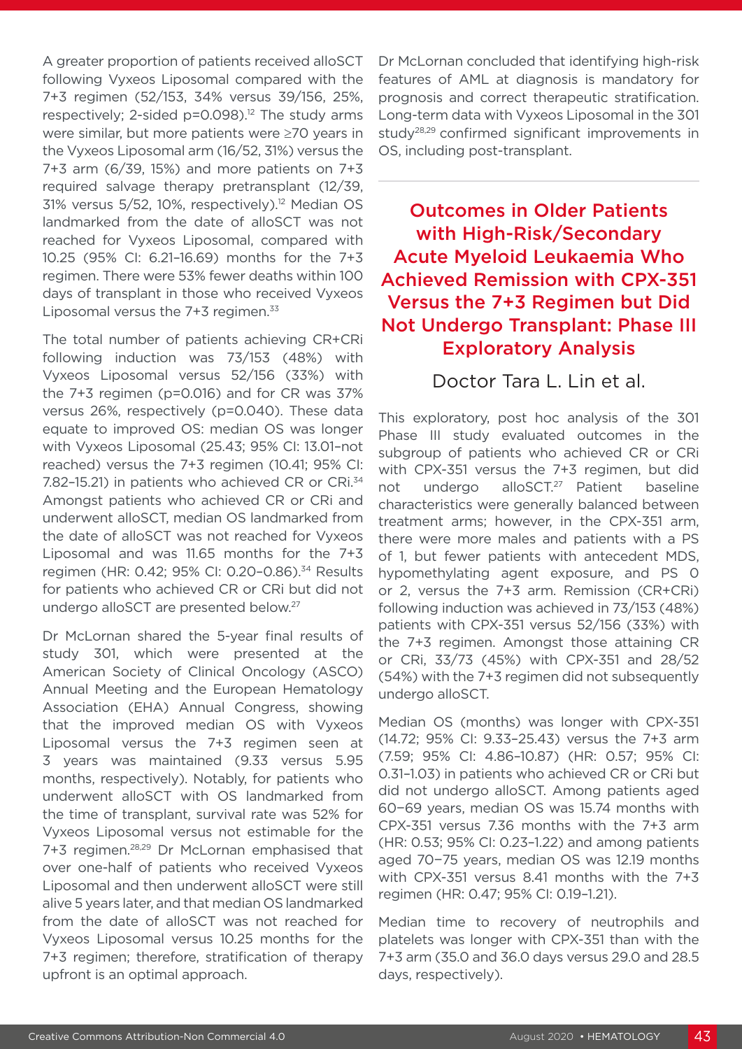A greater proportion of patients received alloSCT following Vyxeos Liposomal compared with the 7+3 regimen (52/153, 34% versus 39/156, 25%, respectively; 2-sided p=0.098).[12] The study arms were similar, but more patients were ≥70 years in the Vyxeos Liposomal arm (16/52, 31%) versus the 7+3 arm (6/39, 15%) and more patients on 7+3 required salvage therapy pretransplant (12/39, 31% versus 5/52, 10%, respectively).[12] Median OS landmarked from the date of alloSCT was not reached for Vyxeos Liposomal, compared with 10.25 (95% CI: 6.21–16.69) months for the 7+3 regimen. There were 53% fewer deaths within 100 days of transplant in those who received Vyxeos Liposomal versus the 7+3 regimen.[33]

The total number of patients achieving CR+CRi following induction was 73/153 (48%) with Vyxeos Liposomal versus 52/156 (33%) with the 7+3 regimen (p=0.016) and for CR was 37% versus 26%, respectively (p=0.040). These data equate to improved OS: median OS was longer with Vyxeos Liposomal (25.43; 95% CI: 13.01–not reached) versus the 7+3 regimen (10.41; 95% CI: 7.82–15.21) in patients who achieved CR or CRi.[34] Amongst patients who achieved CR or CRi and underwent alloSCT, median OS landmarked from the date of alloSCT was not reached for Vyxeos Liposomal and was 11.65 months for the 7+3 regimen (HR: 0.42; 95% CI: 0.20–0.86).[34] Results for patients who achieved CR or CRi but did not undergo alloSCT are presented below.[27]

Dr McLornan shared the 5-year final results of study 301, which were presented at the American Society of Clinical Oncology (ASCO) Annual Meeting and the European Hematology Association (EHA) Annual Congress, showing that the improved median OS with Vyxeos Liposomal versus the 7+3 regimen seen at 3 years was maintained (9.33 versus 5.95 months, respectively). Notably, for patients who underwent alloSCT with OS landmarked from the time of transplant, survival rate was 52% for Vyxeos Liposomal versus not estimable for the 7+3 regimen.[28,29] Dr McLornan emphasised that over one-half of patients who received Vyxeos Liposomal and then underwent alloSCT were still alive 5 years later, and that median OS landmarked from the date of alloSCT was not reached for Vyxeos Liposomal versus 10.25 months for the 7+3 regimen; therefore, stratification of therapy upfront is an optimal approach.

Dr McLornan concluded that identifying high-risk features of AML at diagnosis is mandatory for prognosis and correct therapeutic stratification. Long-term data with Vyxeos Liposomal in the 301 study[28,29] confirmed significant improvements in OS, including post-transplant.

## Outcomes in Older Patients with High-Risk/Secondary Acute Myeloid Leukaemia Who Achieved Remission with CPX-351 Versus the 7+3 Regimen but Did Not Undergo Transplant: Phase III Exploratory Analysis

Doctor Tara L. Lin et al.

This exploratory, post hoc analysis of the 301 Phase III study evaluated outcomes in the subgroup of patients who achieved CR or CRi with CPX-351 versus the 7+3 regimen, but did not undergo alloSCT.[27] Patient baseline characteristics were generally balanced between treatment arms; however, in the CPX-351 arm, there were more males and patients with a PS of 1, but fewer patients with antecedent MDS, hypomethylating agent exposure, and PS 0 or 2, versus the 7+3 arm. Remission (CR+CRi) following induction was achieved in 73/153 (48%) patients with CPX-351 versus 52/156 (33%) with the 7+3 regimen. Amongst those attaining CR or CRi, 33/73 (45%) with CPX-351 and 28/52 (54%) with the 7+3 regimen did not subsequently undergo alloSCT.

Median OS (months) was longer with CPX-351 (14.72; 95% CI: 9.33–25.43) versus the 7+3 arm (7.59; 95% CI: 4.86–10.87) (HR: 0.57; 95% CI: 0.31–1.03) in patients who achieved CR or CRi but did not undergo alloSCT. Among patients aged 60–69 years, median OS was 15.74 months with CPX-351 versus 7.36 months with the 7+3 arm (HR: 0.53; 95% CI: 0.23–1.22) and among patients aged 70–75 years, median OS was 12.19 months with CPX-351 versus 8.41 months with the 7+3 regimen (HR: 0.47; 95% CI: 0.19–1.21).

Median time to recovery of neutrophils and platelets was longer with CPX-351 than with the 7+3 arm (35.0 and 36.0 days versus 29.0 and 28.5 days, respectively).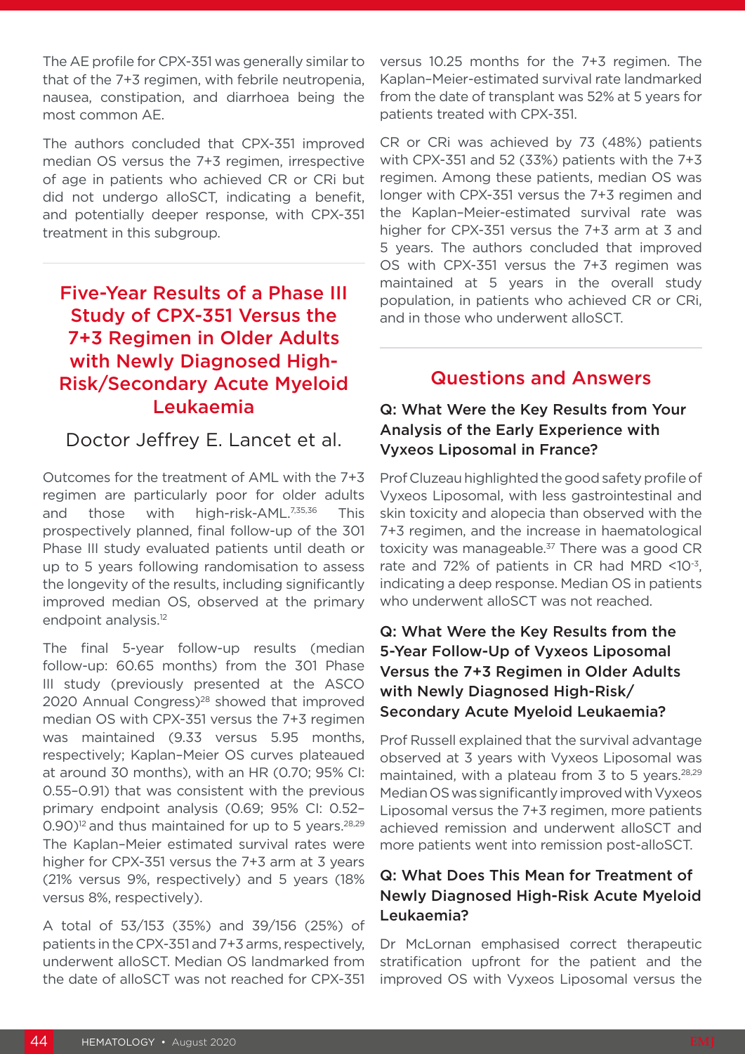The AE profile for CPX-351 was generally similar to that of the 7+3 regimen, with febrile neutropenia, nausea, constipation, and diarrhoea being the most common AE.

The authors concluded that CPX-351 improved median OS versus the 7+3 regimen, irrespective of age in patients who achieved CR or CRi but did not undergo alloSCT, indicating a benefit, and potentially deeper response, with CPX-351 treatment in this subgroup.

## Five-Year Results of a Phase III Study of CPX-351 Versus the 7+3 Regimen in Older Adults with Newly Diagnosed High-Risk/Secondary Acute Myeloid Leukaemia

Doctor Jeffrey E. Lancet et al.

Outcomes for the treatment of AML with the 7+3 regimen are particularly poor for older adults and those with high-risk-AML.[7,35,36] This prospectively planned, final follow-up of the 301 Phase III study evaluated patients until death or up to 5 years following randomisation to assess the longevity of the results, including significantly improved median OS, observed at the primary endpoint analysis.[12]

The final 5-year follow-up results (median follow-up: 60.65 months) from the 301 Phase III study (previously presented at the ASCO 2020 Annual Congress)[28] showed that improved median OS with CPX-351 versus the 7+3 regimen was maintained (9.33 versus 5.95 months, respectively; Kaplan–Meier OS curves plateaued at around 30 months), with an HR (0.70; 95% CI: 0.55–0.91) that was consistent with the previous primary endpoint analysis (0.69; 95% CI: 0.52–0.90)[12] and thus maintained for up to 5 years.[28,29] The Kaplan–Meier estimated survival rates were higher for CPX-351 versus the 7+3 arm at 3 years (21% versus 9%, respectively) and 5 years (18% versus 8%, respectively).

A total of 53/153 (35%) and 39/156 (25%) of patients in the CPX-351 and 7+3 arms, respectively, underwent alloSCT. Median OS landmarked from the date of alloSCT was not reached for CPX-351 versus 10.25 months for the 7+3 regimen. The Kaplan–Meier-estimated survival rate landmarked from the date of transplant was 52% at 5 years for patients treated with CPX-351.

CR or CRi was achieved by 73 (48%) patients with CPX-351 and 52 (33%) patients with the 7+3 regimen. Among these patients, median OS was longer with CPX-351 versus the 7+3 regimen and the Kaplan–Meier-estimated survival rate was higher for CPX-351 versus the 7+3 arm at 3 and 5 years. The authors concluded that improved OS with CPX-351 versus the 7+3 regimen was maintained at 5 years in the overall study population, in patients who achieved CR or CRi, and in those who underwent alloSCT.

## Questions and Answers

### Q: What Were the Key Results from Your Analysis of the Early Experience with Vyxeos Liposomal in France?

Prof Cluzeau highlighted the good safety profile of Vyxeos Liposomal, with less gastrointestinal and skin toxicity and alopecia than observed with the 7+3 regimen, and the increase in haematological toxicity was manageable.[37] There was a good CR rate and 72% of patients in CR had MRD $<10^{-3}$, indicating a deep response. Median OS in patients who underwent alloSCT was not reached.

### Q: What Were the Key Results from the 5-Year Follow-Up of Vyxeos Liposomal Versus the 7+3 Regimen in Older Adults with Newly Diagnosed High-Risk/Secondary Acute Myeloid Leukaemia?

Prof Russell explained that the survival advantage observed at 3 years with Vyxeos Liposomal was maintained, with a plateau from 3 to 5 years.[28,29] Median OS was significantly improved with Vyxeos Liposomal versus the 7+3 regimen, more patients achieved remission and underwent alloSCT and more patients went into remission post-alloSCT.

### Q: What Does This Mean for Treatment of Newly Diagnosed High-Risk Acute Myeloid Leukaemia?

Dr McLornan emphasised correct therapeutic stratification upfront for the patient and the improved OS with Vyxeos Liposomal versus the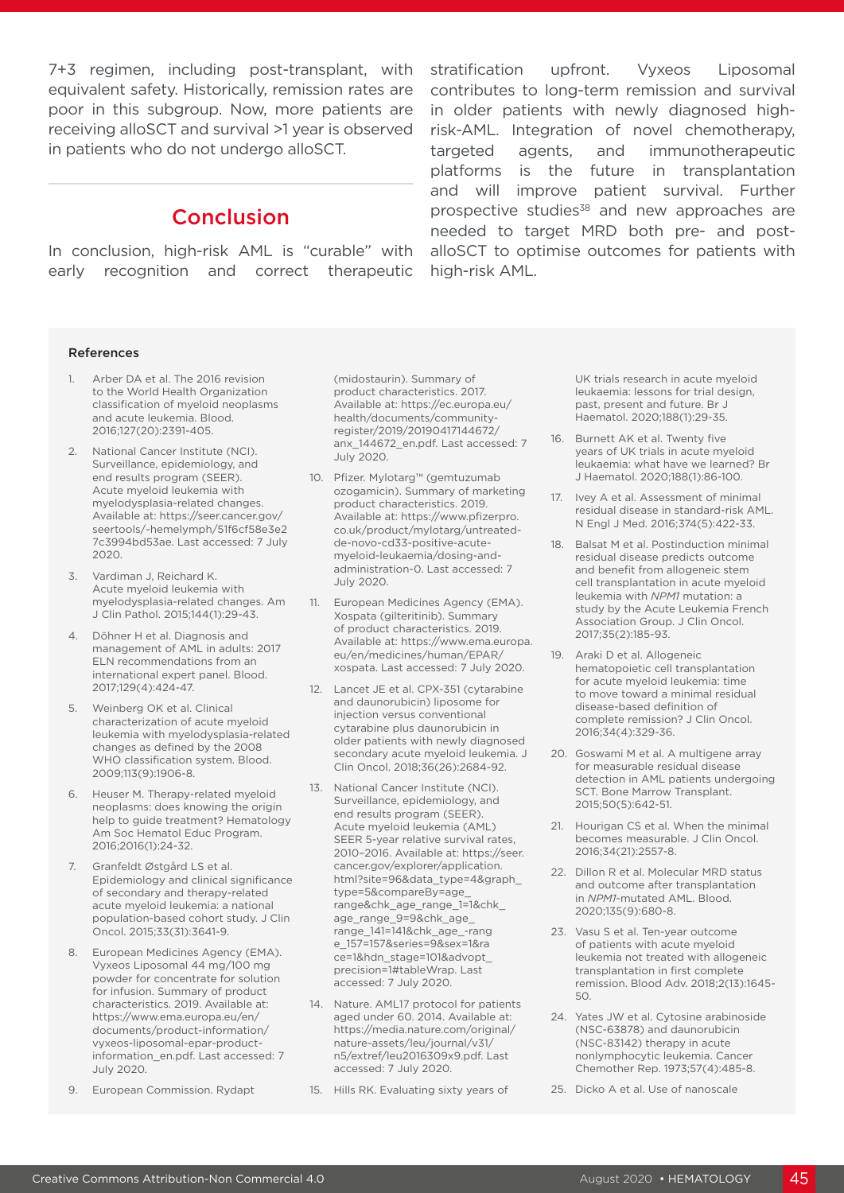7+3 regimen, including post-transplant, with equivalent safety. Historically, remission rates are poor in this subgroup. Now, more patients are receiving alloSCT and survival >1 year is observed in patients who do not undergo alloSCT.

## Conclusion

In conclusion, high-risk AML is "curable" with early recognition and correct therapeutic stratification upfront. Vyxeos Liposomal contributes to long-term remission and survival in older patients with newly diagnosed high-risk-AML. Integration of novel chemotherapy, targeted agents, and immunotherapeutic platforms is the future in transplantation and will improve patient survival. Further prospective studies[38] and new approaches are needed to target MRD both pre- and post-alloSCT to optimise outcomes for patients with high-risk AML.

### References

1. Arber DA et al. The 2016 revision to the World Health Organization classification of myeloid neoplasms and acute leukemia. Blood. 2016;127(20):2391-405.
2. National Cancer Institute (NCI). Surveillance, epidemiology, and end results program (SEER). Acute myeloid leukemia with myelodysplasia-related changes. Available at: https://seer.cancer.gov/seertools/-hemelymph/51f6cf58e3e27c3994bd53ae. Last accessed: 7 July 2020.
3. Vardiman J, Reichard K. Acute myeloid leukemia with myelodysplasia-related changes. Am J Clin Pathol. 2015;144(1):29-43.
4. Döhner H et al. Diagnosis and management of AML in adults: 2017 ELN recommendations from an international expert panel. Blood. 2017;129(4):424-47.
5. Weinberg OK et al. Clinical characterization of acute myeloid leukemia with myelodysplasia-related changes as defined by the 2008 WHO classification system. Blood. 2009;113(9):1906-8.
6. Heuser M. Therapy-related myeloid neoplasms: does knowing the origin help to guide treatment? Hematology Am Soc Hematol Educ Program. 2016;2016(1):24-32.
7. Granfeldt Østgård LS et al. Epidemiology and clinical significance of secondary and therapy-related acute myeloid leukemia: a national population-based cohort study. J Clin Oncol. 2015;33(31):3641-9.
8. European Medicines Agency (EMA). Vyxeos Liposomal 44 mg/100 mg powder for concentrate for solution for infusion. Summary of product characteristics. 2019. Available at: https://www.ema.europa.eu/en/documents/product-information/vyxeos-liposomal-epar-product-information_en.pdf. Last accessed: 7 July 2020.
9. European Commission. Rydapt (midostaurin). Summary of product characteristics. 2017. Available at: https://ec.europa.eu/health/documents/community-register/2019/20190417144672/anx_144672_en.pdf. Last accessed: 7 July 2020.
10. Pfizer. Mylotarg™ (gemtuzumab ozogamicin). Summary of marketing product characteristics. 2019. Available at: https://www.pfizerpro.co.uk/product/mylotarg/untreated-de-novo-cd33-positive-acute-myeloid-leukaemia/dosing-and-administration-0. Last accessed: 7 July 2020.
11. European Medicines Agency (EMA). Xospata (gilteritinib). Summary of product characteristics. Available at: https://www.ema.europa.eu/en/medicines/human/EPAR/xospata. Last accessed: 7 July 2020.
12. Lancet JE et al. CPX-351 (cytarabine and daunorubicin) liposome for injection versus conventional cytarabine plus daunorubicin in older patients with newly diagnosed secondary acute myeloid leukemia. J Clin Oncol. 2018;36(26):2684-92.
13. National Cancer Institute (NCI). Surveillance, epidemiology, and end results program (SEER). Acute myeloid leukemia (AML) SEER 5-year relative survival rates, 2010–2016. Available at: https://seer.cancer.gov/explorer/application.html?site=96&data_type=4&graph_type=5&compareBy=age_range&chk_age_range_1=1&chk_age_range_9=9&chk_age_range_141=141&chk_age_range_157=157&series=9&sex=1&race=1&hdn_stage=101&advopt_precision=1#tableWrap. Last accessed: 7 July 2020.
14. Nature. AML17 protocol for patients aged under 60. 2014. Available at: https://media.nature.com/original/nature-assets/leu/journal/v31/n5/extref/leu2016309x9.pdf. Last accessed: 7 July 2020.
15. Hills RK. Evaluating sixty years of UK trials research in acute myeloid leukaemia: lessons for trial design, past, present and future. Br J Haematol. 2020;188(1):29-35.
16. Burnett AK et al. Twenty five years of UK trials in acute myeloid leukaemia: what have we learned? Br J Haematol. 2020;188(1):86-100.
17. Ivey A et al. Assessment of minimal residual disease in standard-risk AML. N Engl J Med. 2016;374(5):422-33.
18. Balsat M et al. Postinduction minimal residual disease predicts outcome and benefit from allogeneic stem cell transplantation in acute myeloid leukemia with *NPM1* mutation: a study by the Acute Leukemia French Association Group. J Clin Oncol. 2017;35(2):185-93.
19. Araki D et al. Allogeneic hematopoietic cell transplantation for acute myeloid leukemia: time to move toward a minimal residual disease-based definition of complete remission? J Clin Oncol. 2016;34(4):329-36.
20. Goswami M et al. A multigene array for measurable residual disease detection in AML patients undergoing SCT. Bone Marrow Transplant. 2015;50(5):642-51.
21. Hourigan CS et al. When the minimal becomes measurable. J Clin Oncol. 2016;34(21):2557-8.
22. Dillon R et al. Molecular MRD status and outcome after transplantation in *NPM1*-mutated AML. Blood. 2020;135(9):680-8.
23. Vasu S et al. Ten-year outcome of patients with acute myeloid leukemia not treated with allogeneic transplantation in first complete remission. Blood Adv. 2018;2(13):1645-50.
24. Yates JW et al. Cytosine arabinoside (NSC-63878) and daunorubicin (NSC-83142) therapy in acute nonlymphocytic leukemia. Cancer Chemother Rep. 1973;57(4):485-8.
25. Dicko A et al. Use of nanoscale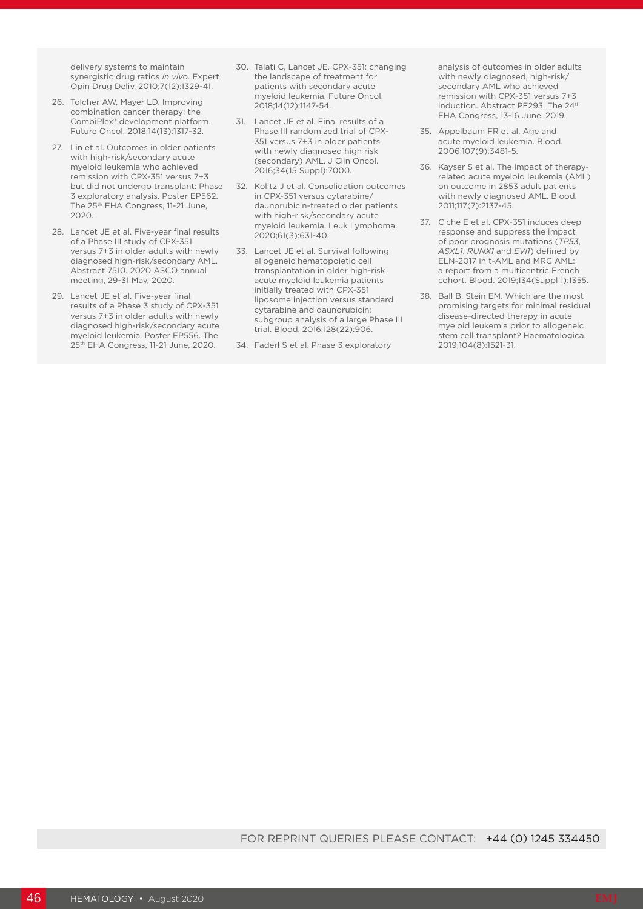delivery systems to maintain synergistic drug ratios *in vivo*. Expert Opin Drug Deliv. 2010;7(12):1329-41.

26. Tolcher AW, Mayer LD. Improving combination cancer therapy: the CombiPlex® development platform. Future Oncol. 2018;14(13):1317-32.
27. Lin et al. Outcomes in older patients with high-risk/secondary acute myeloid leukemia who achieved remission with CPX-351 versus 7+3 but did not undergo transplant: Phase 3 exploratory analysis. Poster EP562. The 25th EHA Congress, 11-21 June, 2020.
28. Lancet JE et al. Five-year final results of a Phase III study of CPX-351 versus 7+3 in older adults with newly diagnosed high-risk/secondary AML. Abstract 7510. 2020 ASCO annual meeting, 29-31 May, 2020.
29. Lancet JE et al. Five-year final results of a Phase 3 study of CPX-351 versus 7+3 in older adults with newly diagnosed high-risk/secondary acute myeloid leukemia. Poster EP556. The 25th EHA Congress, 11-21 June, 2020.
30. Talati C, Lancet JE. CPX-351: changing the landscape of treatment for patients with secondary acute myeloid leukemia. Future Oncol. 2018;14(12):1147-54.
31. Lancet JE et al. Final results of a Phase III randomized trial of CPX-351 versus 7+3 in older patients with newly diagnosed high risk (secondary) AML. J Clin Oncol. 2016;34(15 Suppl):7000.
32. Kolitz J et al. Consolidation outcomes in CPX-351 versus cytarabine/daunorubicin-treated older patients with high-risk/secondary acute myeloid leukemia. Leuk Lymphoma. 2020;61(3):631-40.
33. Lancet JE et al. Survival following allogeneic hematopoietic cell transplantation in older high-risk acute myeloid leukemia patients initially treated with CPX-351 liposome injection versus standard cytarabine and daunorubicin: subgroup analysis of a large Phase III trial. Blood. 2016;128(22):906.
34. Faderl S et al. Phase 3 exploratory analysis of outcomes in older adults with newly diagnosed, high-risk/secondary AML who achieved remission with CPX-351 versus 7+3 induction. Abstract PF293. The 24th EHA Congress, 13-16 June, 2019.
35. Appelbaum FR et al. Age and acute myeloid leukemia. Blood. 2006;107(9):3481-5.
36. Kayser S et al. The impact of therapy-related acute myeloid leukemia (AML) on outcome in 2853 adult patients with newly diagnosed AML. Blood. 2011;117(7):2137-45.
37. Ciche E et al. CPX-351 induces deep response and suppress the impact of poor prognosis mutations (*TP53*, *ASXL1*, *RUNX1* and *EVI1*) defined by ELN-2017 in t-AML and MRC AML: a report from a multicentric French cohort. Blood. 2019;134(Suppl 1):1355.
38. Ball B, Stein EM. Which are the most promising targets for minimal residual disease-directed therapy in acute myeloid leukemia prior to allogeneic stem cell transplant? Haematologica. 2019;104(8):1521-31.

FOR REPRINT QUERIES PLEASE CONTACT: +44 (0) 1245 334450